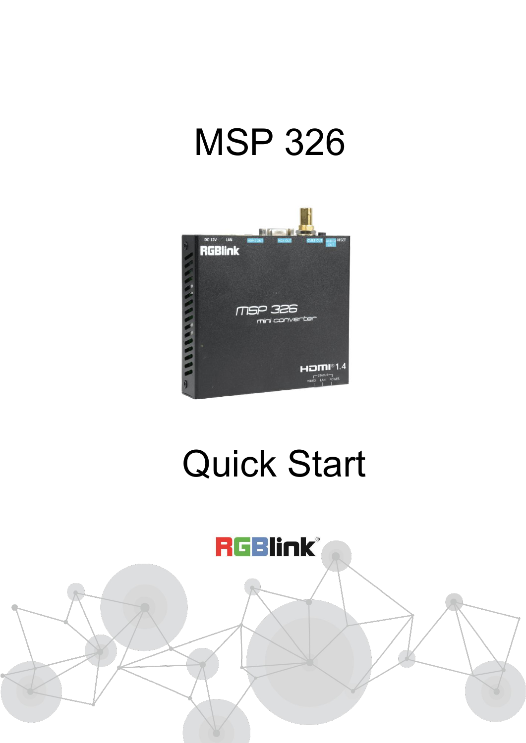# MSP 326

# Quick Start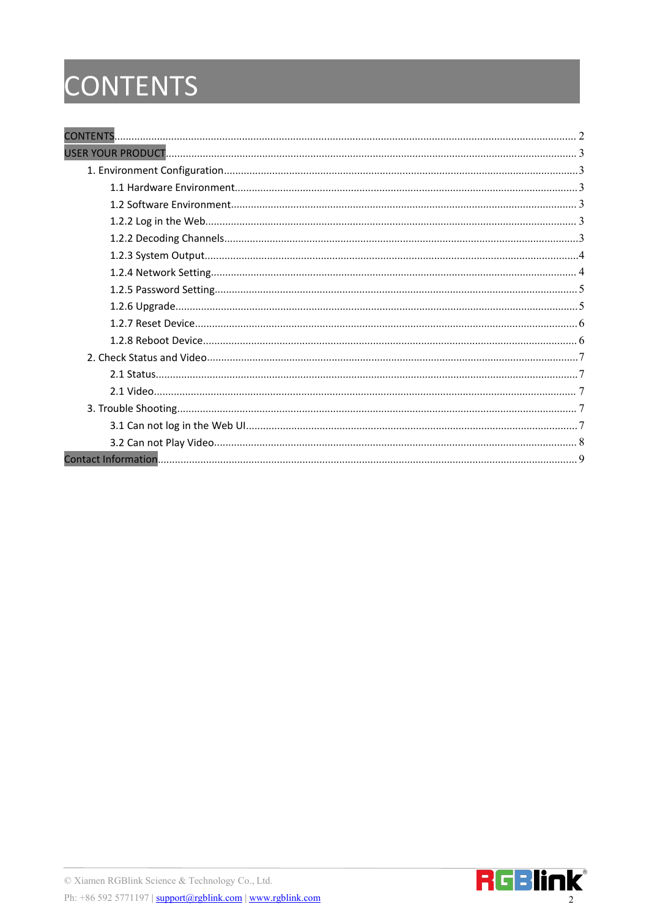# CONTENTS

CONTENTS ........ 2

USER YOUR PRODUCT ........ 3

- 1. Environment Configuration ........ 3
  - 1.1 Hardware Environment ........ 3
  - 1.2 Software Environment ........ 3
  - 1.2.2 Log in the Web ........ 3
  - 1.2.2 Decoding Channels ........ 3
  - 1.2.3 System Output ........ 4
  - 1.2.4 Network Setting ........ 4
  - 1.2.5 Password Setting ........ 5
  - 1.2.6 Upgrade ........ 5
  - 1.2.7 Reset Device ........ 6
  - 1.2.8 Reboot Device ........ 6
- 2. Check Status and Video ........ 7
  - 2.1 Status ........ 7
  - 2.1 Video ........ 7
- 3. Trouble Shooting ........ 7
  - 3.1 Can not log in the Web UI ........ 7
  - 3.2 Can not Play Video ........ 8

Contact Information ........ 9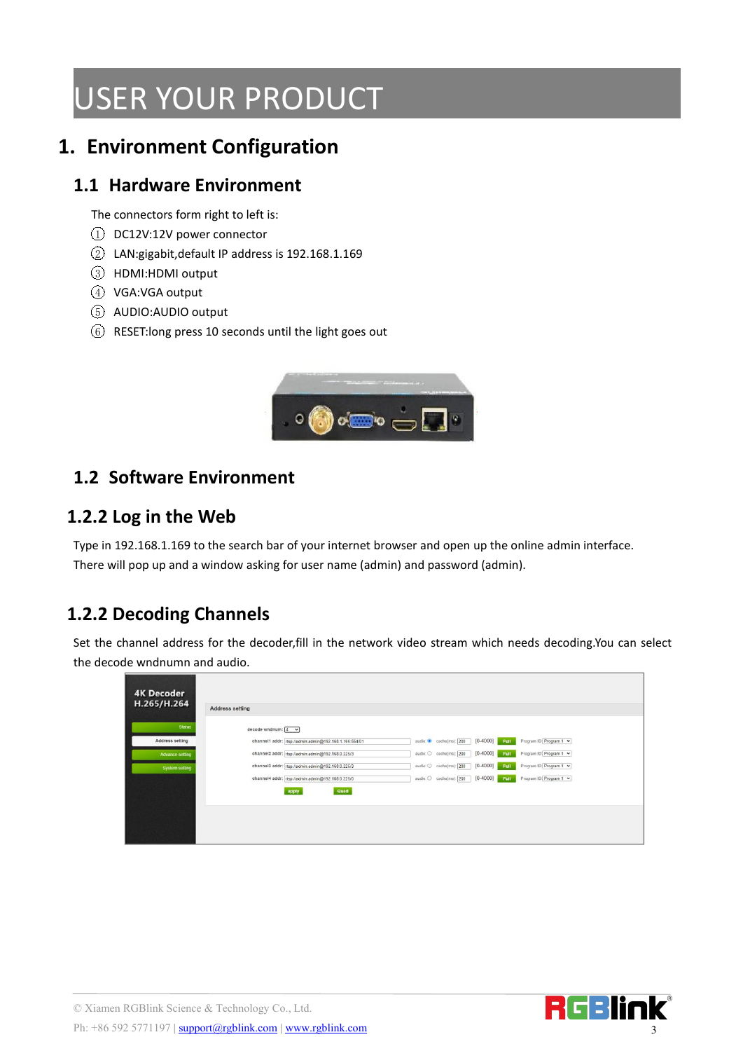# USER YOUR PRODUCT

## 1. Environment Configuration

### 1.1 Hardware Environment

The connectors form right to left is:

① DC12V:12V power connector
② LAN:gigabit,default IP address is 192.168.1.169
③ HDMI:HDMI output
④ VGA:VGA output
⑤ AUDIO:AUDIO output
⑥ RESET:long press 10 seconds until the light goes out

### 1.2 Software Environment

### 1.2.2 Log in the Web

Type in 192.168.1.169 to the search bar of your internet browser and open up the online admin interface. There will pop up and a window asking for user name (admin) and password (admin).

### 1.2.2 Decoding Channels

Set the channel address for the decoder,fill in the network video stream which needs decoding.You can select the decode wndnumn and audio.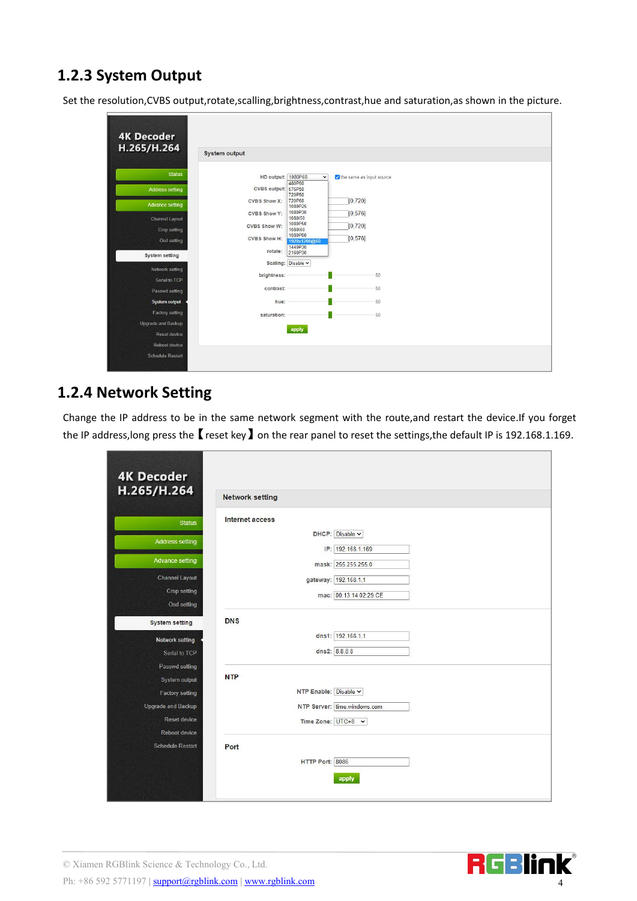## 1.2.3 System Output

Set the resolution,CVBS output,rotate,scalling,brightness,contrast,hue and saturation,as shown in the picture.

## 1.2.4 Network Setting

Change the IP address to be in the same network segment with the route,and restart the device.If you forget the IP address,long press the【reset key】on the rear panel to reset the settings,the default IP is 192.168.1.169.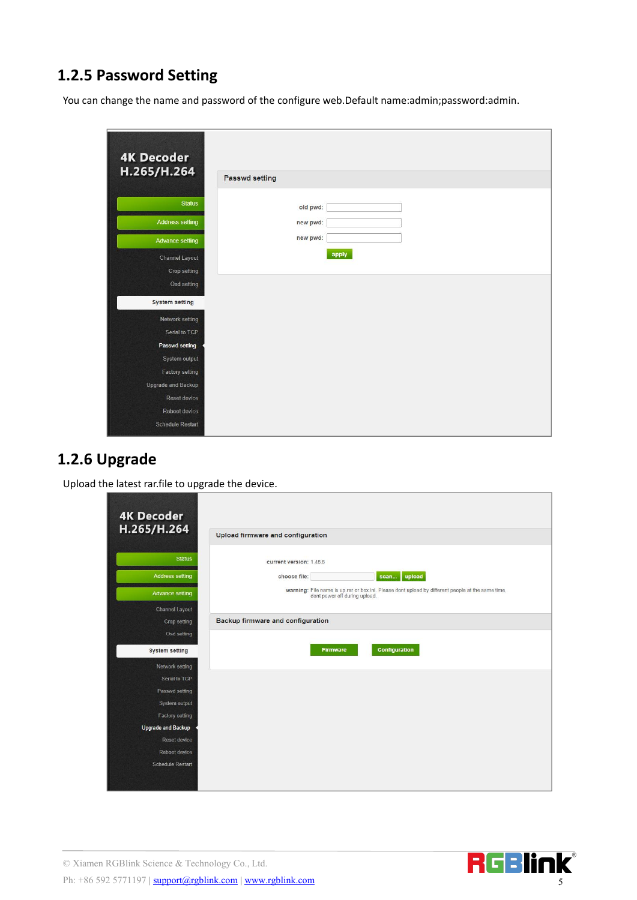## 1.2.5 Password Setting

You can change the name and password of the configure web.Default name:admin;password:admin.

## 1.2.6 Upgrade

Upload the latest rar.file to upgrade the device.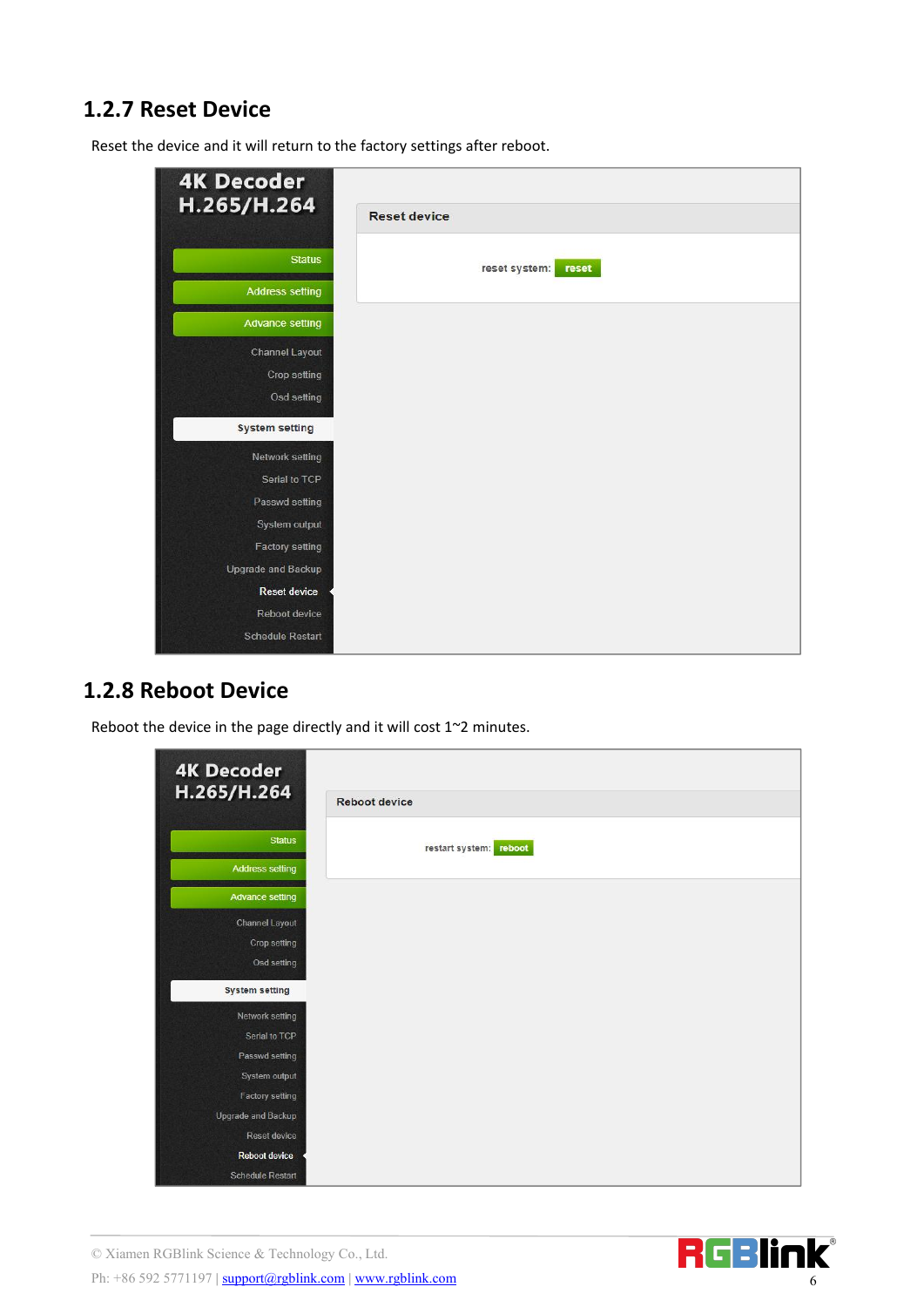### 1.2.7 Reset Device

Reset the device and it will return to the factory settings after reboot.

### 1.2.8 Reboot Device

Reboot the device in the page directly and it will cost 1~2 minutes.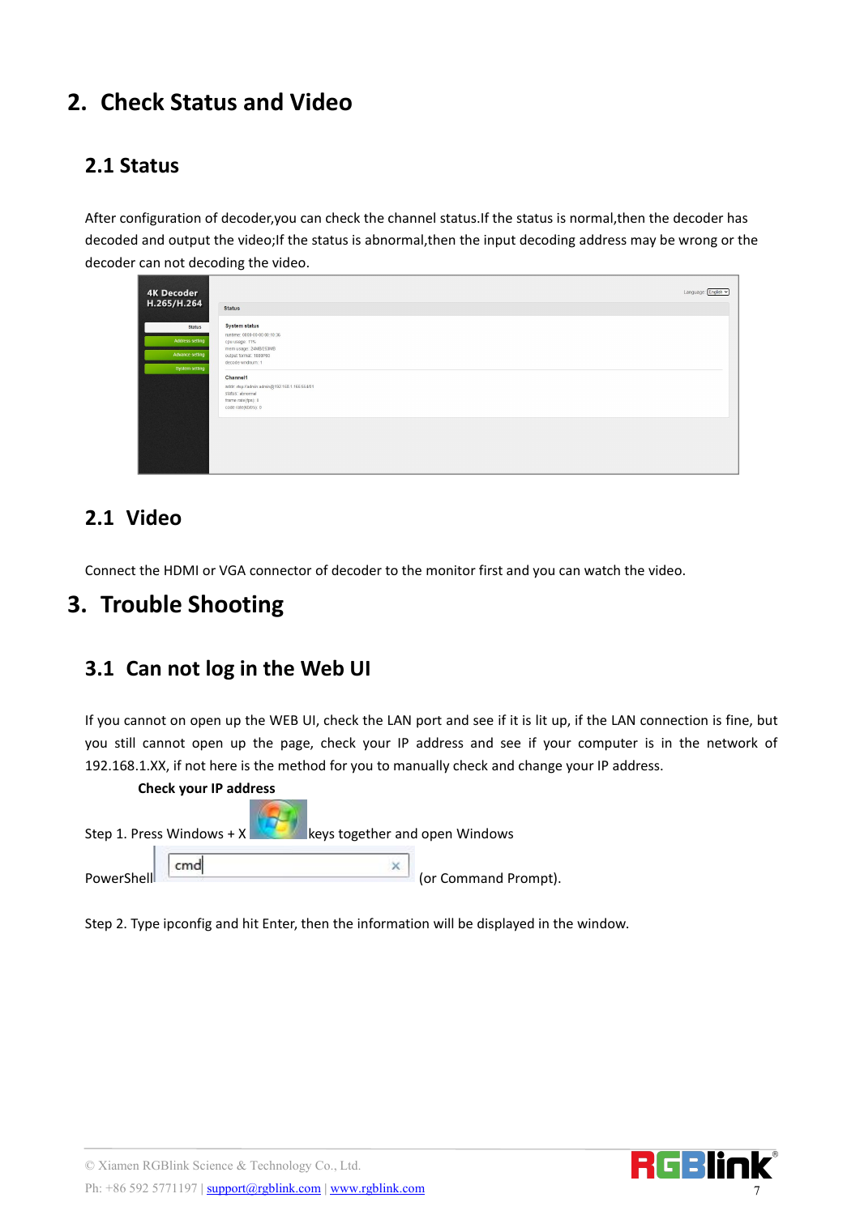## 2. Check Status and Video

### 2.1 Status

After configuration of decoder,you can check the channel status.If the status is normal,then the decoder has decoded and output the video;If the status is abnormal,then the input decoding address may be wrong or the decoder can not decoding the video.

### 2.1 Video

Connect the HDMI or VGA connector of decoder to the monitor first and you can watch the video.

## 3. Trouble Shooting

### 3.1 Can not log in the Web UI

If you cannot on open up the WEB UI, check the LAN port and see if it is lit up, if the LAN connection is fine, but you still cannot open up the page, check your IP address and see if your computer is in the network of 192.168.1.XX, if not here is the method for you to manually check and change your IP address.

**Check your IP address**

Step 1. Press Windows + X keys together and open Windows PowerShell (or Command Prompt).

Step 2. Type ipconfig and hit Enter, then the information will be displayed in the window.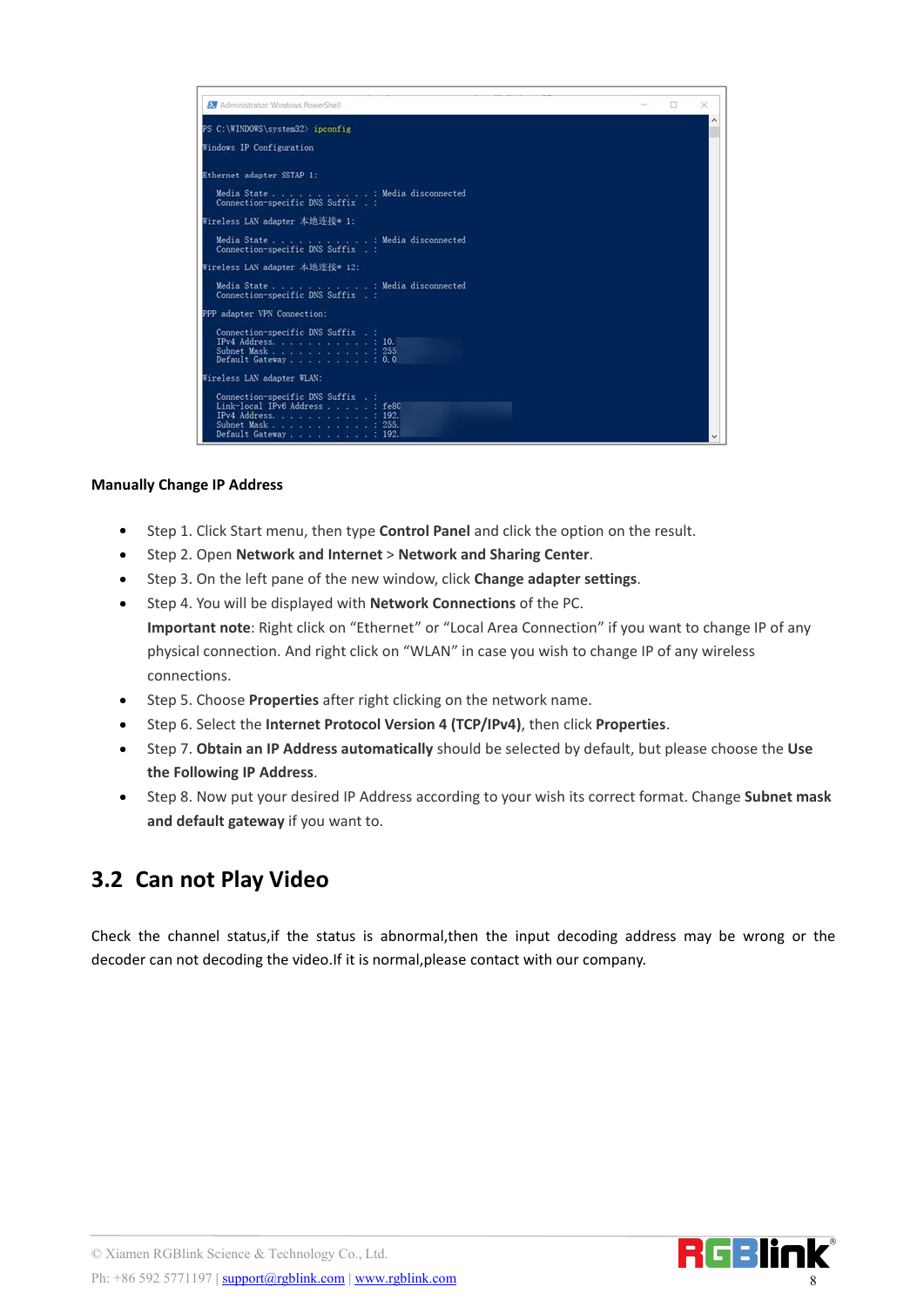```
PS C:\WINDOWS\system32> ipconfig

Windows IP Configuration

Ethernet adapter SSTAP 1:

   Media State . . . . . . . . . . . : Media disconnected
   Connection-specific DNS Suffix  . :

Wireless LAN adapter 本地连接* 1:

   Media State . . . . . . . . . . . : Media disconnected
   Connection-specific DNS Suffix  . :

Wireless LAN adapter 本地连接* 12:

   Media State . . . . . . . . . . . : Media disconnected
   Connection-specific DNS Suffix  . :

PPP adapter VPN Connection:

   Connection-specific DNS Suffix  . :
   IPv4 Address. . . . . . . . . . . : 10.
   Subnet Mask . . . . . . . . . . . : 255
   Default Gateway . . . . . . . . . : 0.0

Wireless LAN adapter WLAN:

   Connection-specific DNS Suffix  . :
   Link-local IPv6 Address . . . . . : fe80
   IPv4 Address. . . . . . . . . . . : 192.
   Subnet Mask . . . . . . . . . . . : 255.
   Default Gateway . . . . . . . . . : 192.
```

**Manually Change IP Address**

- Step 1. Click Start menu, then type **Control Panel** and click the option on the result.
- Step 2. Open **Network and Internet** > **Network and Sharing Center**.
- Step 3. On the left pane of the new window, click **Change adapter settings**.
- Step 4. You will be displayed with **Network Connections** of the PC.
  **Important note**: Right click on "Ethernet" or "Local Area Connection" if you want to change IP of any physical connection. And right click on "WLAN" in case you wish to change IP of any wireless connections.
- Step 5. Choose **Properties** after right clicking on the network name.
- Step 6. Select the **Internet Protocol Version 4 (TCP/IPv4)**, then click **Properties**.
- Step 7. **Obtain an IP Address automatically** should be selected by default, but please choose the **Use the Following IP Address**.
- Step 8. Now put your desired IP Address according to your wish its correct format. Change **Subnet mask and default gateway** if you want to.

## 3.2 Can not Play Video

Check the channel status,if the status is abnormal,then the input decoding address may be wrong or the decoder can not decoding the video.If it is normal,please contact with our company.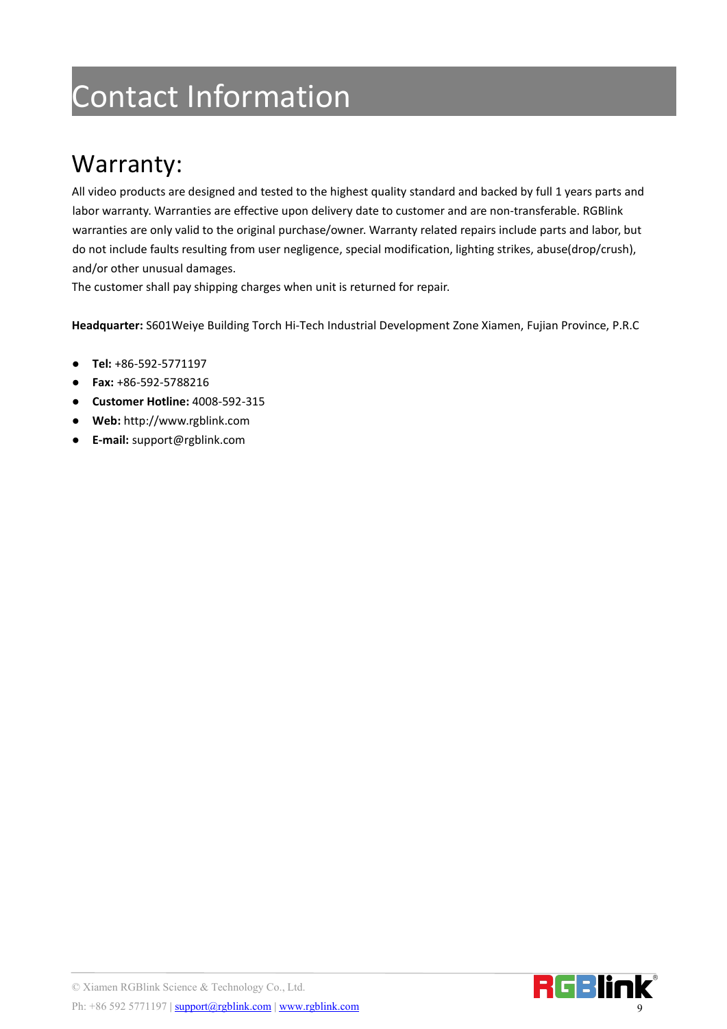# Contact Information

## Warranty:

All video products are designed and tested to the highest quality standard and backed by full 1 years parts and labor warranty. Warranties are effective upon delivery date to customer and are non-transferable. RGBlink warranties are only valid to the original purchase/owner. Warranty related repairs include parts and labor, but do not include faults resulting from user negligence, special modification, lighting strikes, abuse(drop/crush), and/or other unusual damages.

The customer shall pay shipping charges when unit is returned for repair.

**Headquarter:** S601Weiye Building Torch Hi-Tech Industrial Development Zone Xiamen, Fujian Province, P.R.C

- **Tel:** +86-592-5771197
- **Fax:** +86-592-5788216
- **Customer Hotline:** 4008-592-315
- **Web:** http://www.rgblink.com
- **E-mail:** support@rgblink.com